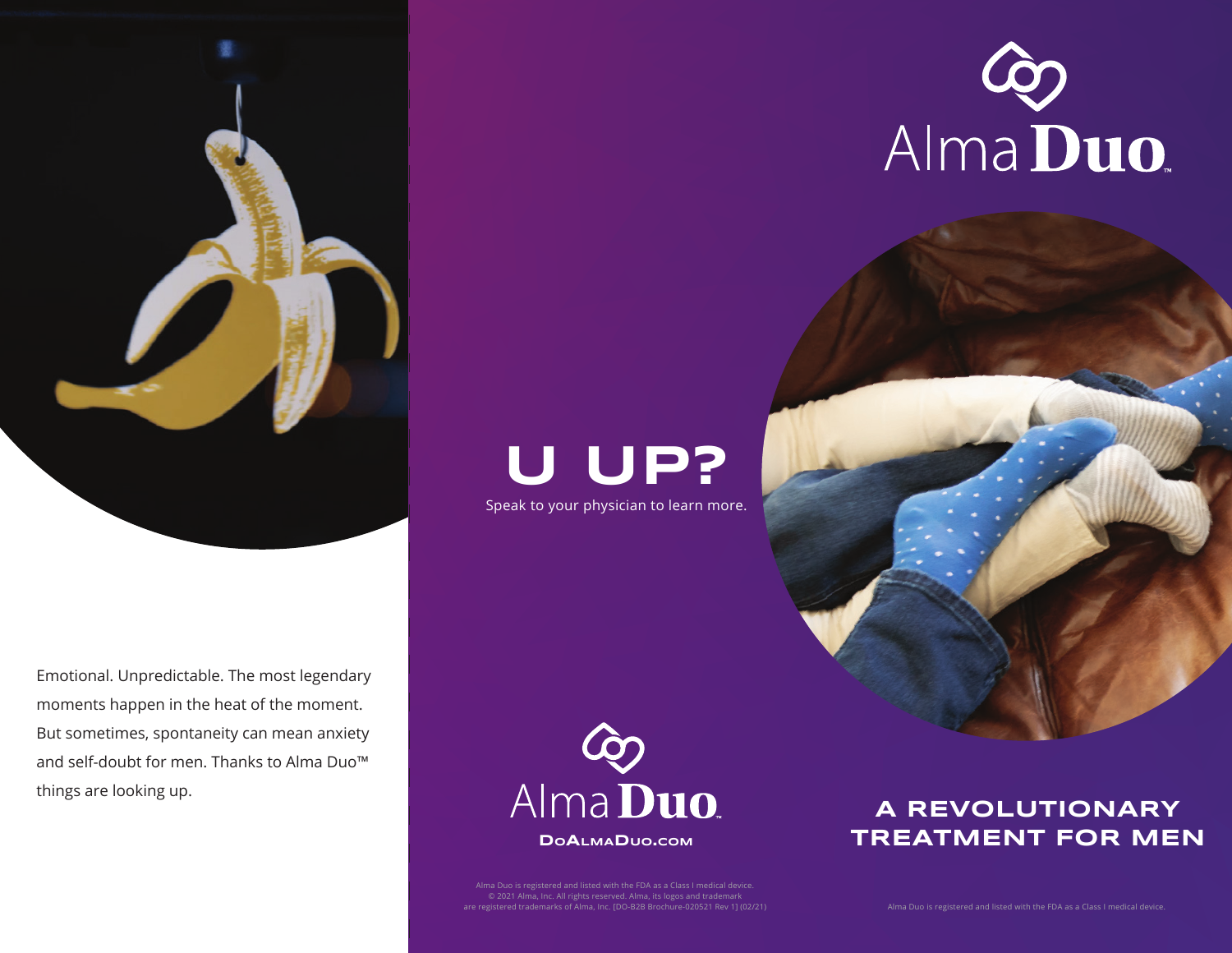Emotional. Unpredictable. The most legendary moments happen in the heat of the moment. But sometimes, spontaneity can mean anxiety and self-doubt for men. Thanks to Alma Duo™ things are looking up.

# U UP?

Speak to your physician to learn more.

Alma Duo

DoAlmaDuo.com

Alma Duo is registered and listed with the FDA as a Class I medical device.
© 2021 Alma, Inc. All rights reserved. Alma, its logos and trademark are registered trademarks of Alma, Inc. [DO-B2B Brochure-020521 Rev 1] (02/21)

# Alma Duo™

## A REVOLUTIONARY TREATMENT FOR MEN

Alma Duo is registered and listed with the FDA as a Class I medical device.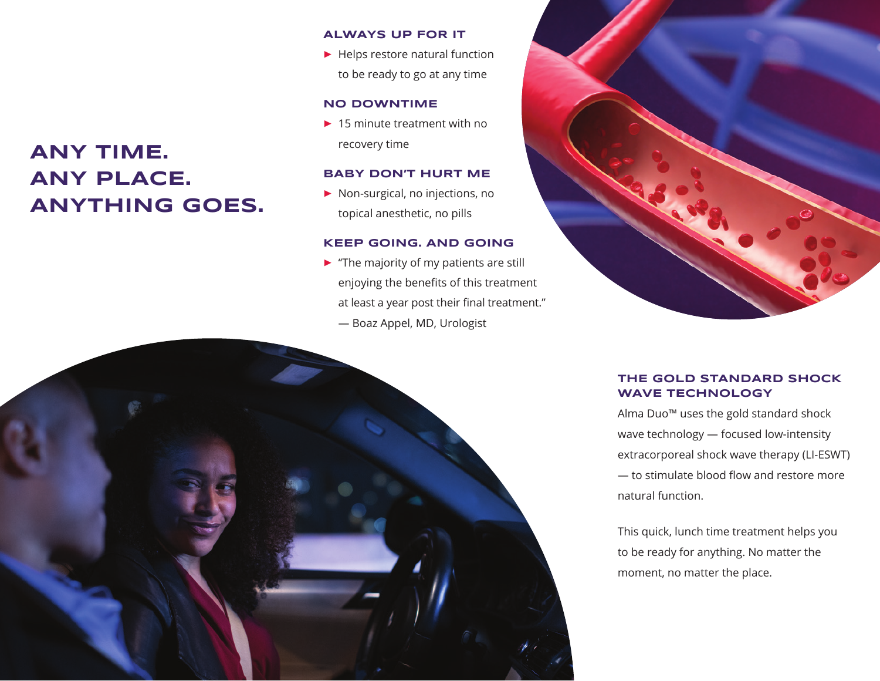# ANY TIME. ANY PLACE. ANYTHING GOES.

### ALWAYS UP FOR IT

- Helps restore natural function to be ready to go at any time

### NO DOWNTIME

- 15 minute treatment with no recovery time

### BABY DON'T HURT ME

- Non-surgical, no injections, no topical anesthetic, no pills

### KEEP GOING. AND GOING

- "The majority of my patients are still enjoying the benefits of this treatment at least a year post their final treatment."
  — Boaz Appel, MD, Urologist

### THE GOLD STANDARD SHOCK WAVE TECHNOLOGY

Alma Duo™ uses the gold standard shock wave technology — focused low-intensity extracorporeal shock wave therapy (LI-ESWT) — to stimulate blood flow and restore more natural function.

This quick, lunch time treatment helps you to be ready for anything. No matter the moment, no matter the place.